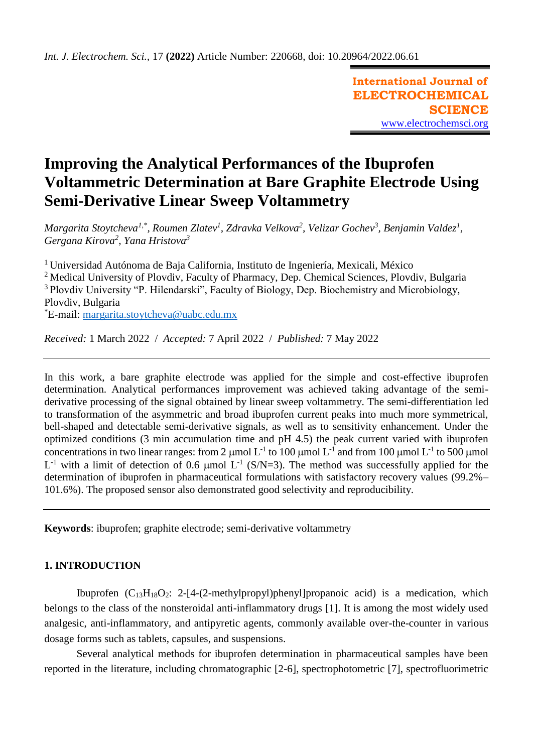*Int. J. Electrochem. Sci.*, 17 **(2022)** Article Number: 220668, doi: 10.20964/2022.06.61

**International Journal of ELECTROCHEMICAL SCIENCE**
www.electrochemsci.org

# Improving the Analytical Performances of the Ibuprofen Voltammetric Determination at Bare Graphite Electrode Using Semi-Derivative Linear Sweep Voltammetry

*Margarita Stoytcheva[1,*], Roumen Zlatev[1], Zdravka Velkova[2], Velizar Gochev[3], Benjamin Valdez[1], Gergana Kirova[2], Yana Hristova[3]*

[1] Universidad Autónoma de Baja California, Instituto de Ingeniería, Mexicali, México
[2] Medical University of Plovdiv, Faculty of Pharmacy, Dep. Chemical Sciences, Plovdiv, Bulgaria
[3] Plovdiv University "P. Hilendarski", Faculty of Biology, Dep. Biochemistry and Microbiology, Plovdiv, Bulgaria
[*]E-mail: margarita.stoytcheva@uabc.edu.mx

*Received:* 1 March 2022 / *Accepted:* 7 April 2022 / *Published:* 7 May 2022

---

In this work, a bare graphite electrode was applied for the simple and cost-effective ibuprofen determination. Analytical performances improvement was achieved taking advantage of the semi-derivative processing of the signal obtained by linear sweep voltammetry. The semi-differentiation led to transformation of the asymmetric and broad ibuprofen current peaks into much more symmetrical, bell-shaped and detectable semi-derivative signals, as well as to sensitivity enhancement. Under the optimized conditions (3 min accumulation time and pH 4.5) the peak current varied with ibuprofen concentrations in two linear ranges: from 2 μmol $L^{-1}$ to 100 μmol $L^{-1}$ and from 100 μmol $L^{-1}$ to 500 μmol $L^{-1}$ with a limit of detection of 0.6 μmol $L^{-1}$ (S/N=3). The method was successfully applied for the determination of ibuprofen in pharmaceutical formulations with satisfactory recovery values (99.2%–101.6%). The proposed sensor also demonstrated good selectivity and reproducibility.

---

**Keywords**: ibuprofen; graphite electrode; semi-derivative voltammetry

## 1. INTRODUCTION

Ibuprofen ($C_{13}H_{18}O_2$: 2-[4-(2-methylpropyl)phenyl]propanoic acid) is a medication, which belongs to the class of the nonsteroidal anti-inflammatory drugs [1]. It is among the most widely used analgesic, anti-inflammatory, and antipyretic agents, commonly available over-the-counter in various dosage forms such as tablets, capsules, and suspensions.

Several analytical methods for ibuprofen determination in pharmaceutical samples have been reported in the literature, including chromatographic [2-6], spectrophotometric [7], spectrofluorimetric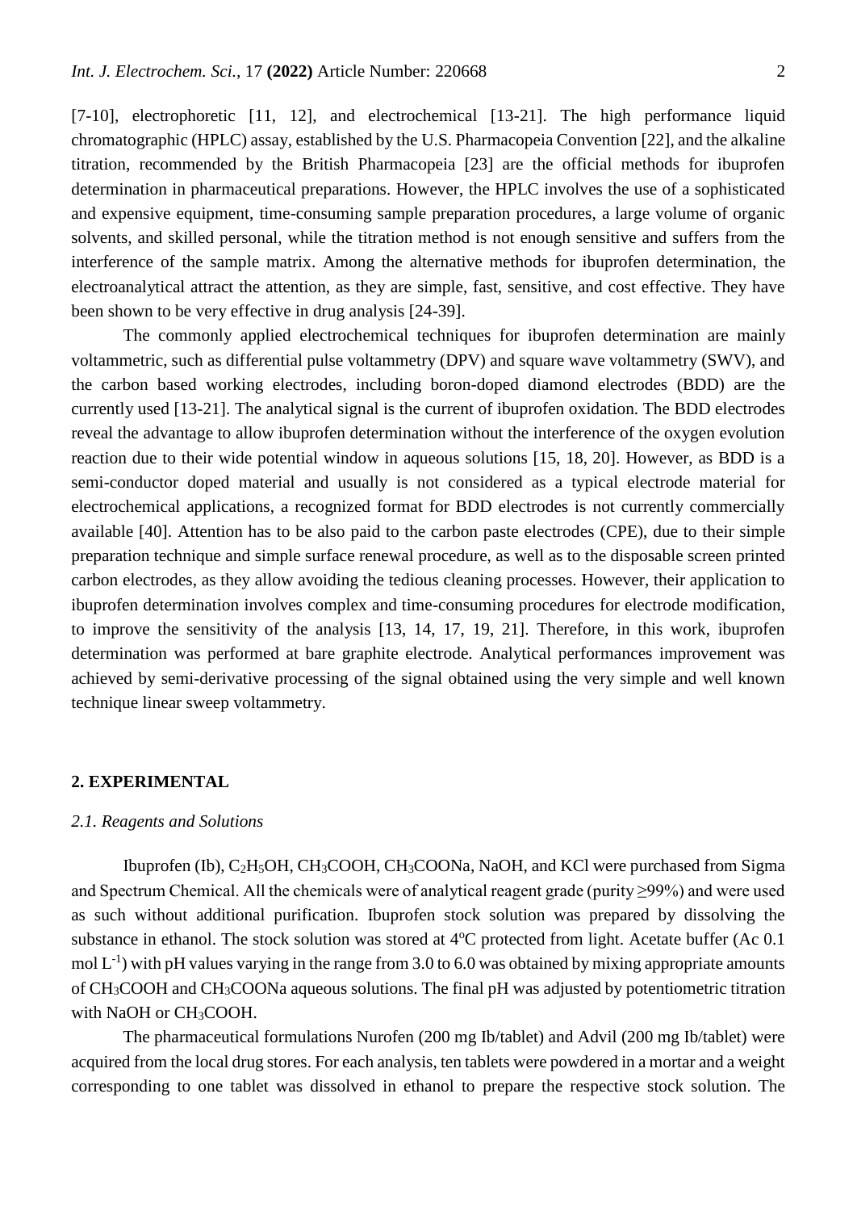[7-10], electrophoretic [11, 12], and electrochemical [13-21]. The high performance liquid chromatographic (HPLC) assay, established by the U.S. Pharmacopeia Convention [22], and the alkaline titration, recommended by the British Pharmacopeia [23] are the official methods for ibuprofen determination in pharmaceutical preparations. However, the HPLC involves the use of a sophisticated and expensive equipment, time-consuming sample preparation procedures, a large volume of organic solvents, and skilled personal, while the titration method is not enough sensitive and suffers from the interference of the sample matrix. Among the alternative methods for ibuprofen determination, the electroanalytical attract the attention, as they are simple, fast, sensitive, and cost effective. They have been shown to be very effective in drug analysis [24-39].

The commonly applied electrochemical techniques for ibuprofen determination are mainly voltammetric, such as differential pulse voltammetry (DPV) and square wave voltammetry (SWV), and the carbon based working electrodes, including boron-doped diamond electrodes (BDD) are the currently used [13-21]. The analytical signal is the current of ibuprofen oxidation. The BDD electrodes reveal the advantage to allow ibuprofen determination without the interference of the oxygen evolution reaction due to their wide potential window in aqueous solutions [15, 18, 20]. However, as BDD is a semi-conductor doped material and usually is not considered as a typical electrode material for electrochemical applications, a recognized format for BDD electrodes is not currently commercially available [40]. Attention has to be also paid to the carbon paste electrodes (CPE), due to their simple preparation technique and simple surface renewal procedure, as well as to the disposable screen printed carbon electrodes, as they allow avoiding the tedious cleaning processes. However, their application to ibuprofen determination involves complex and time-consuming procedures for electrode modification, to improve the sensitivity of the analysis [13, 14, 17, 19, 21]. Therefore, in this work, ibuprofen determination was performed at bare graphite electrode. Analytical performances improvement was achieved by semi-derivative processing of the signal obtained using the very simple and well known technique linear sweep voltammetry.

## 2. EXPERIMENTAL

### *2.1. Reagents and Solutions*

Ibuprofen (Ib), $C_2H_5OH$, $CH_3COOH$, $CH_3COONa$, NaOH, and KCl were purchased from Sigma and Spectrum Chemical. All the chemicals were of analytical reagent grade (purity ≥99%) and were used as such without additional purification. Ibuprofen stock solution was prepared by dissolving the substance in ethanol. The stock solution was stored at 4°C protected from light. Acetate buffer (Ac 0.1 mol $L^{-1}$) with pH values varying in the range from 3.0 to 6.0 was obtained by mixing appropriate amounts of $CH_3COOH$ and $CH_3COONa$ aqueous solutions. The final pH was adjusted by potentiometric titration with NaOH or $CH_3COOH$.

The pharmaceutical formulations Nurofen (200 mg Ib/tablet) and Advil (200 mg Ib/tablet) were acquired from the local drug stores. For each analysis, ten tablets were powdered in a mortar and a weight corresponding to one tablet was dissolved in ethanol to prepare the respective stock solution. The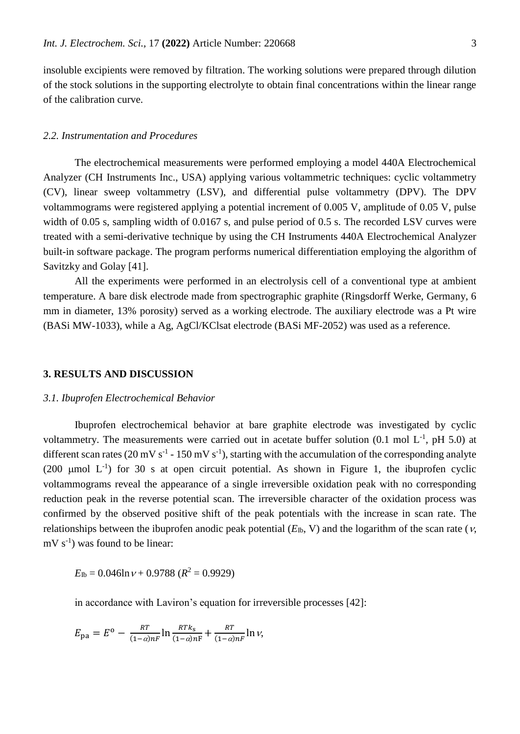insoluble excipients were removed by filtration. The working solutions were prepared through dilution of the stock solutions in the supporting electrolyte to obtain final concentrations within the linear range of the calibration curve.

### *2.2. Instrumentation and Procedures*

The electrochemical measurements were performed employing a model 440A Electrochemical Analyzer (CH Instruments Inc., USA) applying various voltammetric techniques: cyclic voltammetry (CV), linear sweep voltammetry (LSV), and differential pulse voltammetry (DPV). The DPV voltammograms were registered applying a potential increment of 0.005 V, amplitude of 0.05 V, pulse width of 0.05 s, sampling width of 0.0167 s, and pulse period of 0.5 s. The recorded LSV curves were treated with a semi-derivative technique by using the CH Instruments 440A Electrochemical Analyzer built-in software package. The program performs numerical differentiation employing the algorithm of Savitzky and Golay [41].

All the experiments were performed in an electrolysis cell of a conventional type at ambient temperature. A bare disk electrode made from spectrographic graphite (Ringsdorff Werke, Germany, 6 mm in diameter, 13% porosity) served as a working electrode. The auxiliary electrode was a Pt wire (BASi MW-1033), while a Ag, AgCl/KClsat electrode (BASi MF-2052) was used as a reference.

## 3. RESULTS AND DISCUSSION

### *3.1. Ibuprofen Electrochemical Behavior*

Ibuprofen electrochemical behavior at bare graphite electrode was investigated by cyclic voltammetry. The measurements were carried out in acetate buffer solution (0.1 mol $L^{-1}$, pH 5.0) at different scan rates (20 mV $s^{-1}$ - 150 mV $s^{-1}$), starting with the accumulation of the corresponding analyte (200 μmol $L^{-1}$) for 30 s at open circuit potential. As shown in Figure 1, the ibuprofen cyclic voltammograms reveal the appearance of a single irreversible oxidation peak with no corresponding reduction peak in the reverse potential scan. The irreversible character of the oxidation process was confirmed by the observed positive shift of the peak potentials with the increase in scan rate. The relationships between the ibuprofen anodic peak potential ($E_{Ib}$, V) and the logarithm of the scan rate ($\nu$, mV $s^{-1}$) was found to be linear:

$$E_{Ib} = 0.046\ln\nu + 0.9788 \ (R^2 = 0.9929)$$

in accordance with Laviron's equation for irreversible processes [42]:

$$E_{pa} = E^{o} - \frac{RT}{(1-\alpha)nF}\ln\frac{RTk_s}{(1-\alpha)nF} + \frac{RT}{(1-\alpha)nF}\ln\nu,$$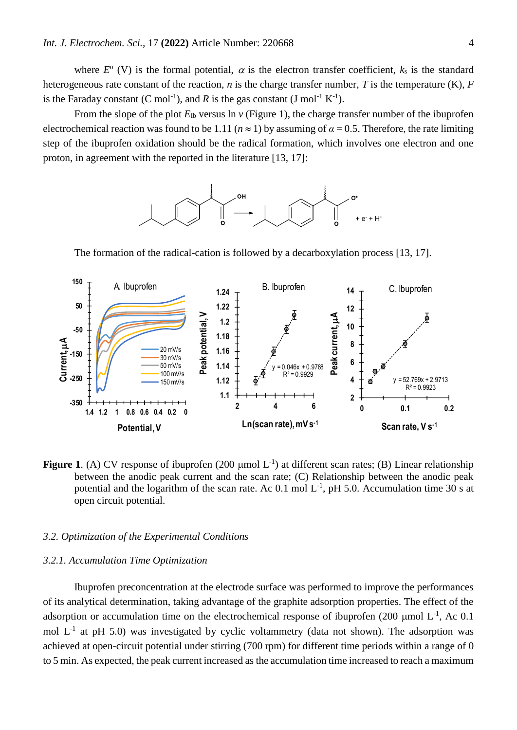where $E^o$ (V) is the formal potential, $\alpha$ is the electron transfer coefficient, $k_s$ is the standard heterogeneous rate constant of the reaction, $n$ is the charge transfer number, $T$ is the temperature (K), $F$ is the Faraday constant (C mol$^{-1}$), and $R$ is the gas constant (J mol$^{-1}$ K$^{-1}$).

From the slope of the plot $E_{Ib}$ versus ln $v$ (Figure 1), the charge transfer number of the ibuprofen electrochemical reaction was found to be 1.11 ($n \approx 1$) by assuming of $\alpha = 0.5$. Therefore, the rate limiting step of the ibuprofen oxidation should be the radical formation, which involves one electron and one proton, in agreement with the reported in the literature [13, 17]:

The formation of the radical-cation is followed by a decarboxylation process [13, 17].

**Figure 1**. (A) CV response of ibuprofen (200 μmol L$^{-1}$) at different scan rates; (B) Linear relationship between the anodic peak current and the scan rate; (C) Relationship between the anodic peak potential and the logarithm of the scan rate. Ac 0.1 mol L$^{-1}$, pH 5.0. Accumulation time 30 s at open circuit potential.

### 3.2. Optimization of the Experimental Conditions

#### 3.2.1. Accumulation Time Optimization

Ibuprofen preconcentration at the electrode surface was performed to improve the performances of its analytical determination, taking advantage of the graphite adsorption properties. The effect of the adsorption or accumulation time on the electrochemical response of ibuprofen (200 μmol L$^{-1}$, Ac 0.1 mol L$^{-1}$ at pH 5.0) was investigated by cyclic voltammetry (data not shown). The adsorption was achieved at open-circuit potential under stirring (700 rpm) for different time periods within a range of 0 to 5 min. As expected, the peak current increased as the accumulation time increased to reach a maximum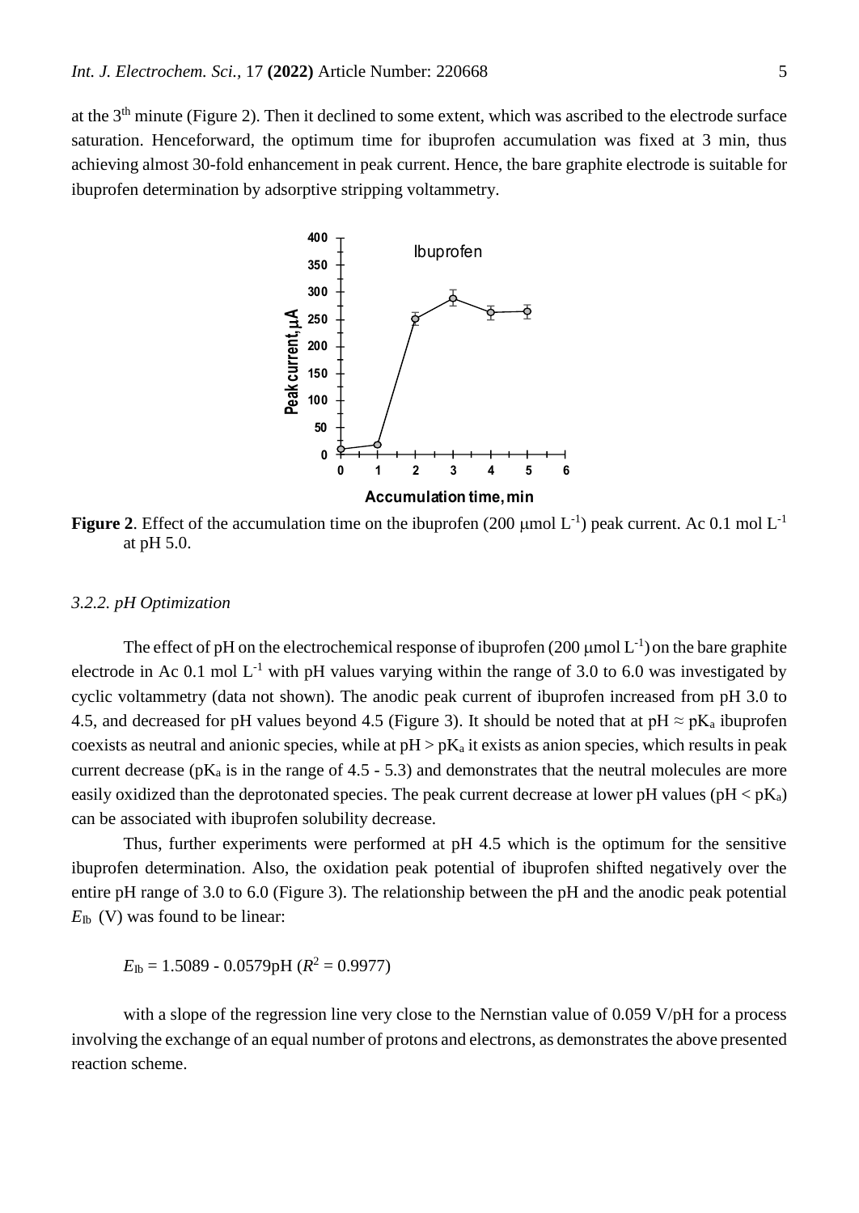at the 3rd minute (Figure 2). Then it declined to some extent, which was ascribed to the electrode surface saturation. Henceforward, the optimum time for ibuprofen accumulation was fixed at 3 min, thus achieving almost 30-fold enhancement in peak current. Hence, the bare graphite electrode is suitable for ibuprofen determination by adsorptive stripping voltammetry.

**Figure 2**. Effect of the accumulation time on the ibuprofen (200 μmol $L^{-1}$) peak current. Ac 0.1 mol $L^{-1}$ at pH 5.0.

### 3.2.2. pH Optimization

The effect of pH on the electrochemical response of ibuprofen (200 μmol $L^{-1}$) on the bare graphite electrode in Ac 0.1 mol $L^{-1}$ with pH values varying within the range of 3.0 to 6.0 was investigated by cyclic voltammetry (data not shown). The anodic peak current of ibuprofen increased from pH 3.0 to 4.5, and decreased for pH values beyond 4.5 (Figure 3). It should be noted that at pH $\approx$ $pK_a$ ibuprofen coexists as neutral and anionic species, while at pH > $pK_a$ it exists as anion species, which results in peak current decrease ($pK_a$ is in the range of 4.5 - 5.3) and demonstrates that the neutral molecules are more easily oxidized than the deprotonated species. The peak current decrease at lower pH values (pH < $pK_a$) can be associated with ibuprofen solubility decrease.

Thus, further experiments were performed at pH 4.5 which is the optimum for the sensitive ibuprofen determination. Also, the oxidation peak potential of ibuprofen shifted negatively over the entire pH range of 3.0 to 6.0 (Figure 3). The relationship between the pH and the anodic peak potential $E_{Ib}$ (V) was found to be linear:

$$E_{Ib} = 1.5089 - 0.0579\text{pH} \ (R^2 = 0.9977)$$

with a slope of the regression line very close to the Nernstian value of 0.059 V/pH for a process involving the exchange of an equal number of protons and electrons, as demonstrates the above presented reaction scheme.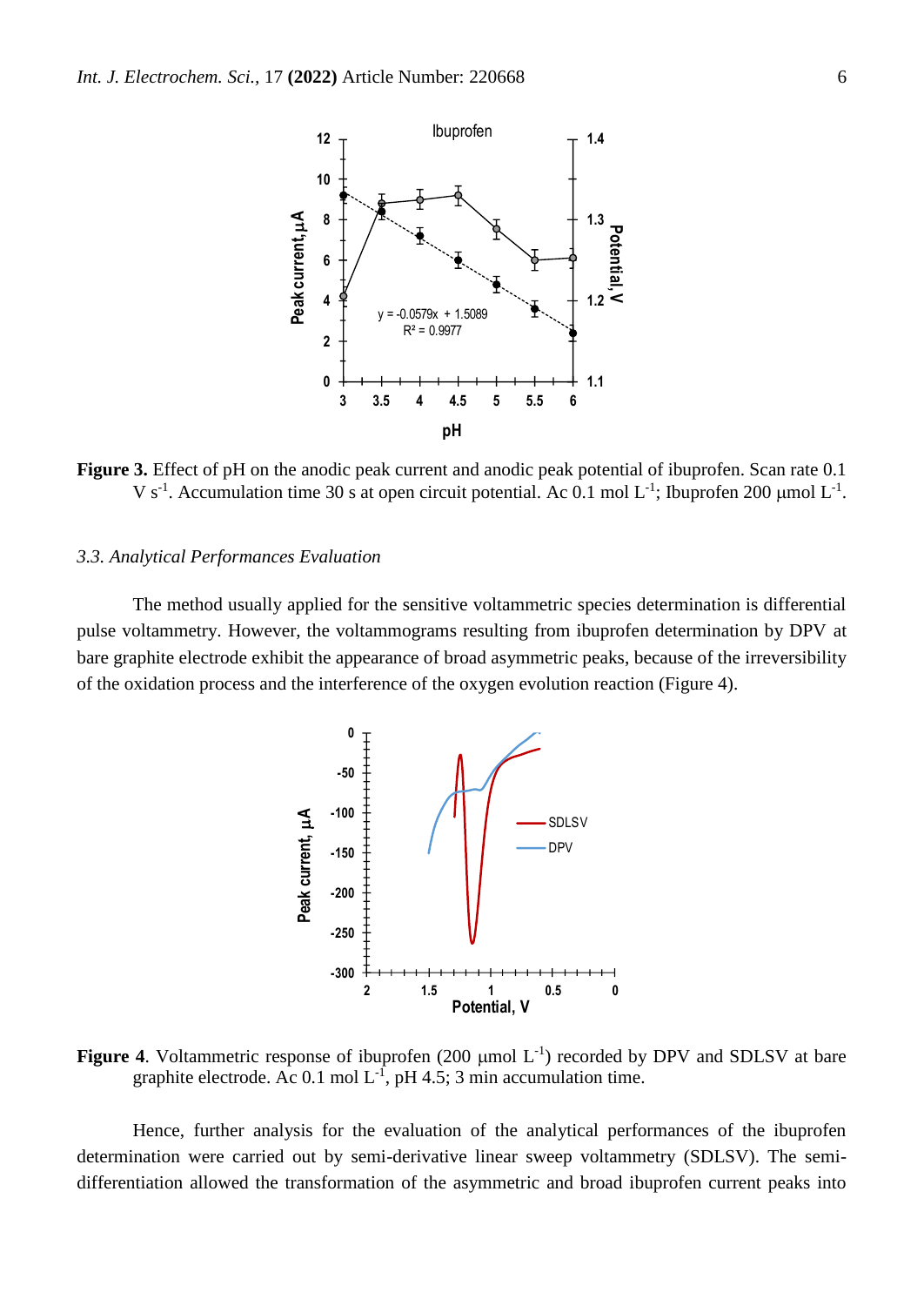**Figure 3.** Effect of pH on the anodic peak current and anodic peak potential of ibuprofen. Scan rate 0.1 V $s^{-1}$. Accumulation time 30 s at open circuit potential. Ac 0.1 mol $L^{-1}$; Ibuprofen 200 μmol $L^{-1}$.

### *3.3. Analytical Performances Evaluation*

The method usually applied for the sensitive voltammetric species determination is differential pulse voltammetry. However, the voltammograms resulting from ibuprofen determination by DPV at bare graphite electrode exhibit the appearance of broad asymmetric peaks, because of the irreversibility of the oxidation process and the interference of the oxygen evolution reaction (Figure 4).

**Figure 4**. Voltammetric response of ibuprofen (200 μmol $L^{-1}$) recorded by DPV and SDLSV at bare graphite electrode. Ac 0.1 mol $L^{-1}$, pH 4.5; 3 min accumulation time.

Hence, further analysis for the evaluation of the analytical performances of the ibuprofen determination were carried out by semi-derivative linear sweep voltammetry (SDLSV). The semi-differentiation allowed the transformation of the asymmetric and broad ibuprofen current peaks into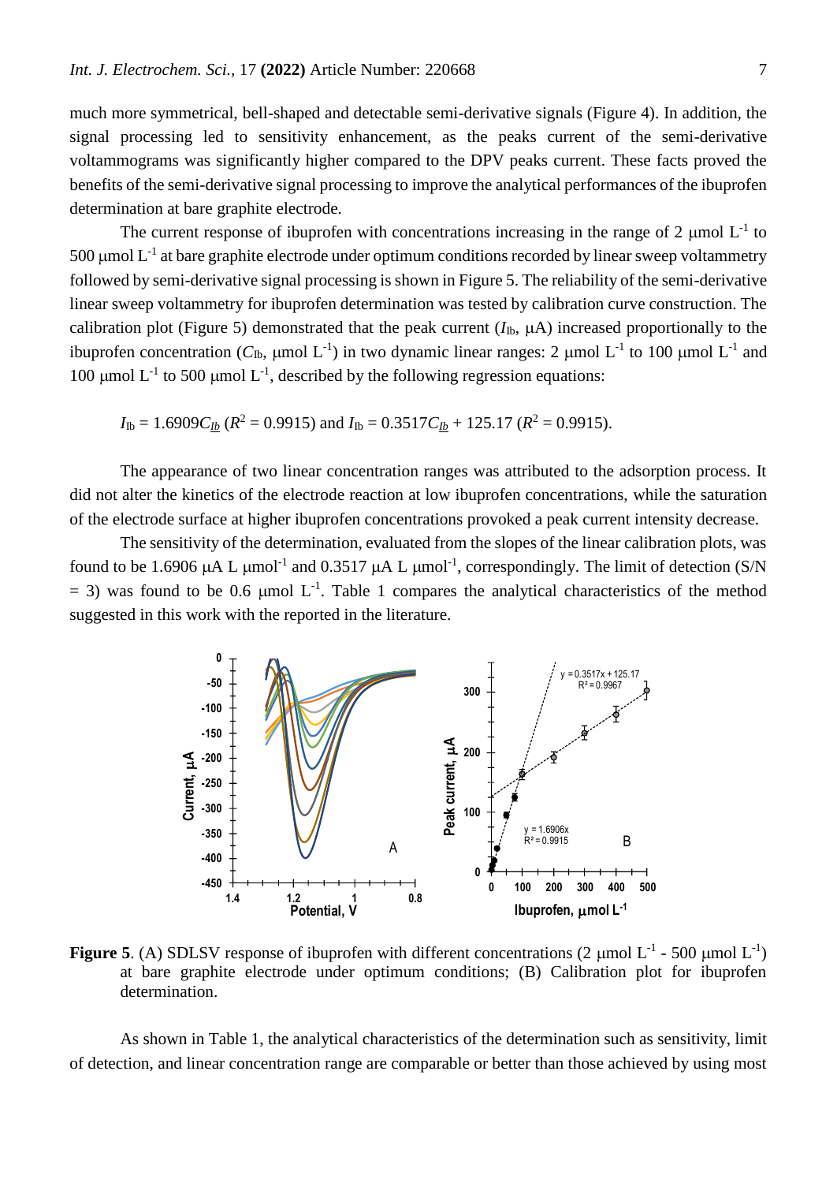much more symmetrical, bell-shaped and detectable semi-derivative signals (Figure 4). In addition, the signal processing led to sensitivity enhancement, as the peaks current of the semi-derivative voltammograms was significantly higher compared to the DPV peaks current. These facts proved the benefits of the semi-derivative signal processing to improve the analytical performances of the ibuprofen determination at bare graphite electrode.

The current response of ibuprofen with concentrations increasing in the range of 2 μmol $L^{-1}$ to 500 μmol $L^{-1}$ at bare graphite electrode under optimum conditions recorded by linear sweep voltammetry followed by semi-derivative signal processing is shown in Figure 5. The reliability of the semi-derivative linear sweep voltammetry for ibuprofen determination was tested by calibration curve construction. The calibration plot (Figure 5) demonstrated that the peak current ($I_{Ib}$, μA) increased proportionally to the ibuprofen concentration ($C_{Ib}$, μmol $L^{-1}$) in two dynamic linear ranges: 2 μmol $L^{-1}$ to 100 μmol $L^{-1}$ and 100 μmol $L^{-1}$ to 500 μmol $L^{-1}$, described by the following regression equations:

$$I_{Ib} = 1.6909C_{Ib}\ (R^2 = 0.9915) \text{ and } I_{Ib} = 0.3517C_{Ib} + 125.17\ (R^2 = 0.9915).$$

The appearance of two linear concentration ranges was attributed to the adsorption process. It did not alter the kinetics of the electrode reaction at low ibuprofen concentrations, while the saturation of the electrode surface at higher ibuprofen concentrations provoked a peak current intensity decrease.

The sensitivity of the determination, evaluated from the slopes of the linear calibration plots, was found to be 1.6906 μA L $\mu mol^{-1}$ and 0.3517 μA L $\mu mol^{-1}$, correspondingly. The limit of detection (S/N = 3) was found to be 0.6 μmol $L^{-1}$. Table 1 compares the analytical characteristics of the method suggested in this work with the reported in the literature.

**Figure 5**. (A) SDLSV response of ibuprofen with different concentrations (2 μmol $L^{-1}$ - 500 μmol $L^{-1}$) at bare graphite electrode under optimum conditions; (B) Calibration plot for ibuprofen determination.

As shown in Table 1, the analytical characteristics of the determination such as sensitivity, limit of detection, and linear concentration range are comparable or better than those achieved by using most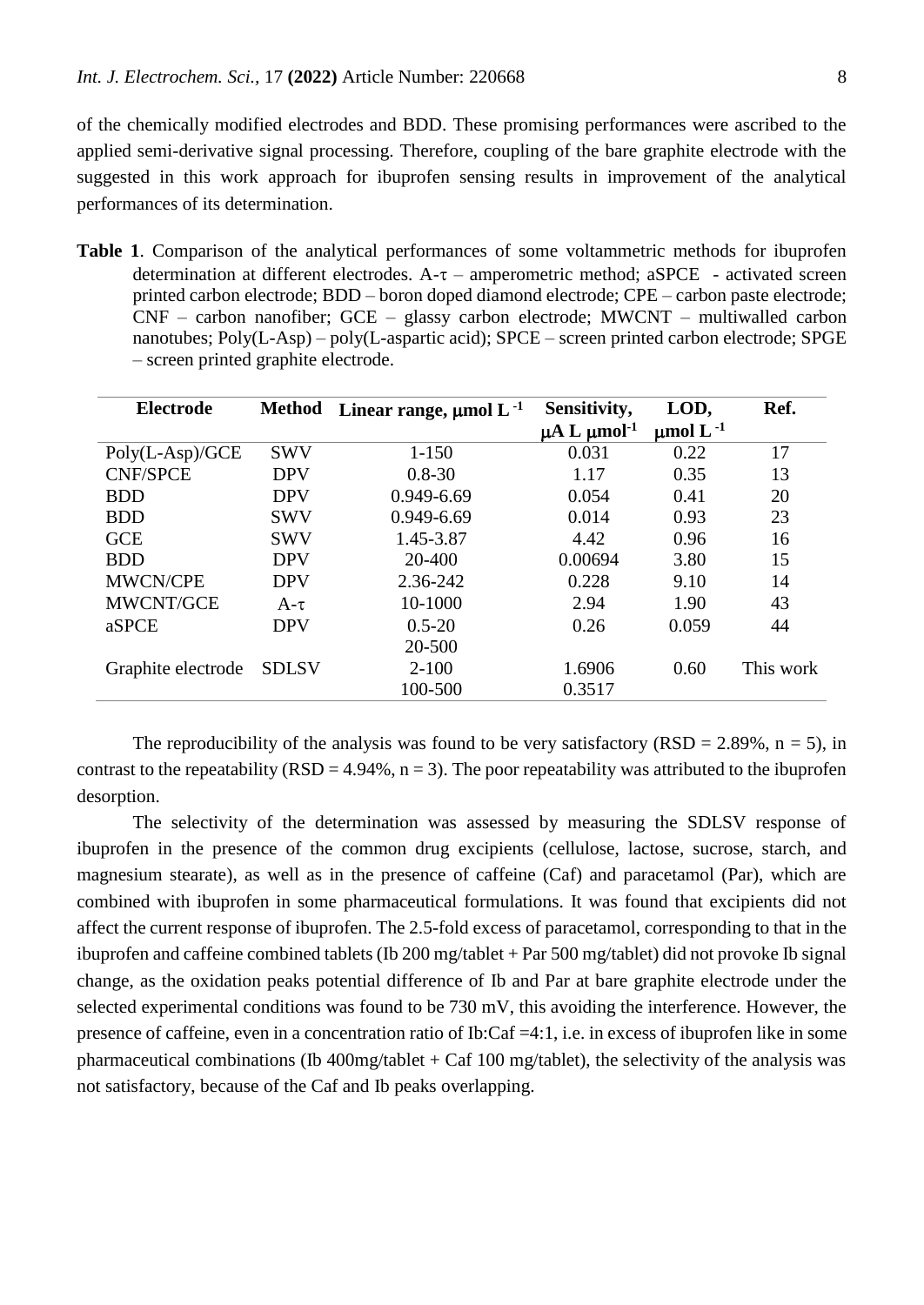of the chemically modified electrodes and BDD. These promising performances were ascribed to the applied semi-derivative signal processing. Therefore, coupling of the bare graphite electrode with the suggested in this work approach for ibuprofen sensing results in improvement of the analytical performances of its determination.

**Table 1**. Comparison of the analytical performances of some voltammetric methods for ibuprofen determination at different electrodes. A-τ – amperometric method; aSPCE - activated screen printed carbon electrode; BDD – boron doped diamond electrode; CPE – carbon paste electrode; CNF – carbon nanofiber; GCE – glassy carbon electrode; MWCNT – multiwalled carbon nanotubes; Poly(L-Asp) – poly(L-aspartic acid); SPCE – screen printed carbon electrode; SPGE – screen printed graphite electrode.

| Electrode | Method | Linear range, μmol L $^{-1}$ | Sensitivity, μA L μmol $^{-1}$ | LOD, μmol L $^{-1}$ | Ref. |
|---|---|---|---|---|---|
| Poly(L-Asp)/GCE | SWV | 1-150 | 0.031 | 0.22 | 17 |
| CNF/SPCE | DPV | 0.8-30 | 1.17 | 0.35 | 13 |
| BDD | DPV | 0.949-6.69 | 0.054 | 0.41 | 20 |
| BDD | SWV | 0.949-6.69 | 0.014 | 0.93 | 23 |
| GCE | SWV | 1.45-3.87 | 4.42 | 0.96 | 16 |
| BDD | DPV | 20-400 | 0.00694 | 3.80 | 15 |
| MWCN/CPE | DPV | 2.36-242 | 0.228 | 9.10 | 14 |
| MWCNT/GCE | A-τ | 10-1000 | 2.94 | 1.90 | 43 |
| aSPCE | DPV | 0.5-20<br>20-500 | 0.26 | 0.059 | 44 |
| Graphite electrode | SDLSV | 2-100<br>100-500 | 1.6906<br>0.3517 | 0.60 | This work |

The reproducibility of the analysis was found to be very satisfactory (RSD = 2.89%, n = 5), in contrast to the repeatability (RSD = 4.94%, n = 3). The poor repeatability was attributed to the ibuprofen desorption.

The selectivity of the determination was assessed by measuring the SDLSV response of ibuprofen in the presence of the common drug excipients (cellulose, lactose, sucrose, starch, and magnesium stearate), as well as in the presence of caffeine (Caf) and paracetamol (Par), which are combined with ibuprofen in some pharmaceutical formulations. It was found that excipients did not affect the current response of ibuprofen. The 2.5-fold excess of paracetamol, corresponding to that in the ibuprofen and caffeine combined tablets (Ib 200 mg/tablet + Par 500 mg/tablet) did not provoke Ib signal change, as the oxidation peaks potential difference of Ib and Par at bare graphite electrode under the selected experimental conditions was found to be 730 mV, this avoiding the interference. However, the presence of caffeine, even in a concentration ratio of Ib:Caf =4:1, i.e. in excess of ibuprofen like in some pharmaceutical combinations (Ib 400mg/tablet + Caf 100 mg/tablet), the selectivity of the analysis was not satisfactory, because of the Caf and Ib peaks overlapping.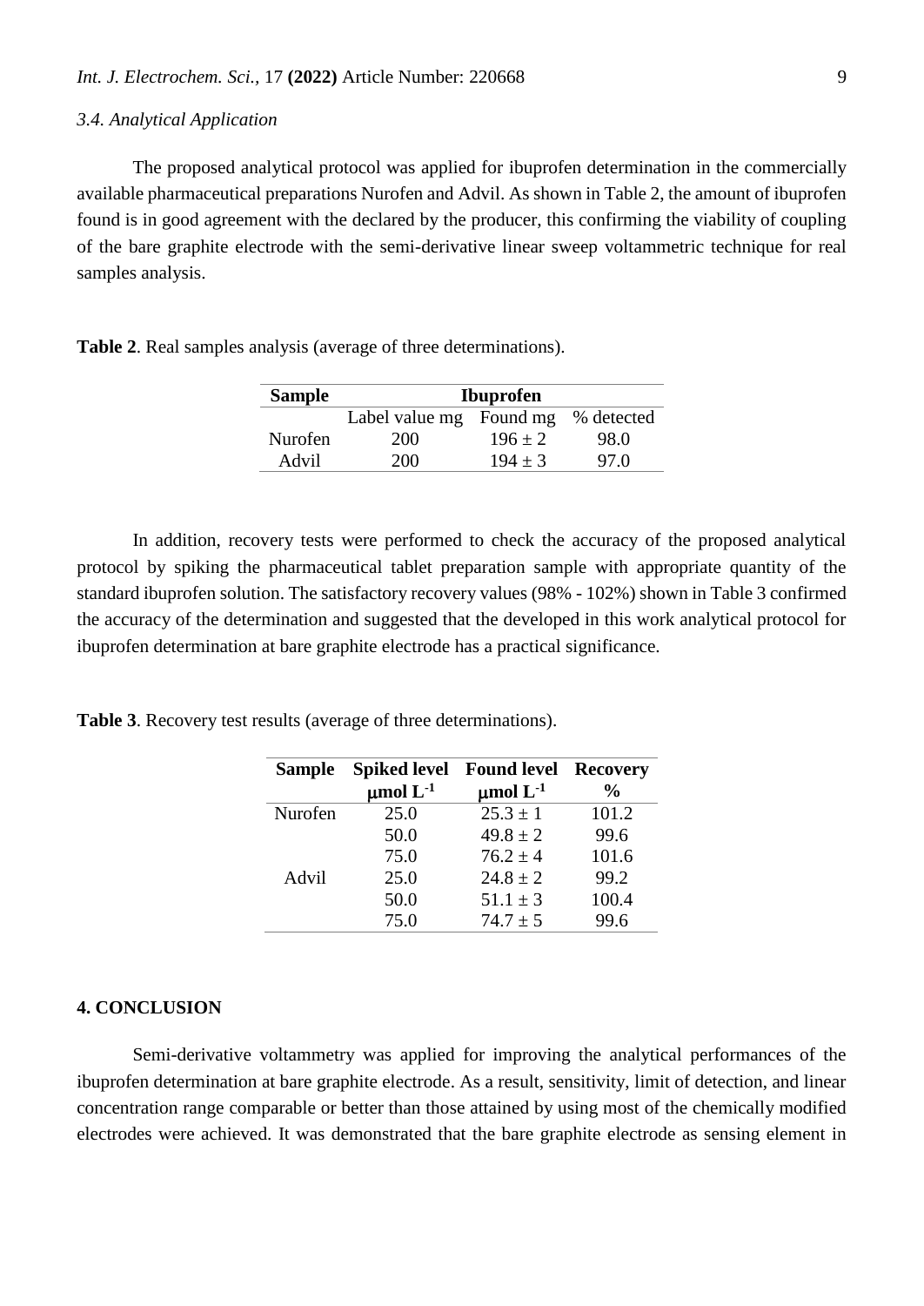### *3.4. Analytical Application*

The proposed analytical protocol was applied for ibuprofen determination in the commercially available pharmaceutical preparations Nurofen and Advil. As shown in Table 2, the amount of ibuprofen found is in good agreement with the declared by the producer, this confirming the viability of coupling of the bare graphite electrode with the semi-derivative linear sweep voltammetric technique for real samples analysis.

**Table 2**. Real samples analysis (average of three determinations).

| Sample | Ibuprofen | | |
|---|---|---|---|
| | Label value mg | Found mg | % detected |
| Nurofen | 200 | 196 ± 2 | 98.0 |
| Advil | 200 | 194 ± 3 | 97.0 |

In addition, recovery tests were performed to check the accuracy of the proposed analytical protocol by spiking the pharmaceutical tablet preparation sample with appropriate quantity of the standard ibuprofen solution. The satisfactory recovery values (98% - 102%) shown in Table 3 confirmed the accuracy of the determination and suggested that the developed in this work analytical protocol for ibuprofen determination at bare graphite electrode has a practical significance.

**Table 3**. Recovery test results (average of three determinations).

| Sample | Spiked level $\mu$mol L$^{-1}$ | Found level $\mu$mol L$^{-1}$ | Recovery % |
|---|---|---|---|
| Nurofen | 25.0 | 25.3 ± 1 | 101.2 |
| | 50.0 | 49.8 ± 2 | 99.6 |
| | 75.0 | 76.2 ± 4 | 101.6 |
| Advil | 25.0 | 24.8 ± 2 | 99.2 |
| | 50.0 | 51.1 ± 3 | 100.4 |
| | 75.0 | 74.7 ± 5 | 99.6 |

## 4. CONCLUSION

Semi-derivative voltammetry was applied for improving the analytical performances of the ibuprofen determination at bare graphite electrode. As a result, sensitivity, limit of detection, and linear concentration range comparable or better than those attained by using most of the chemically modified electrodes were achieved. It was demonstrated that the bare graphite electrode as sensing element in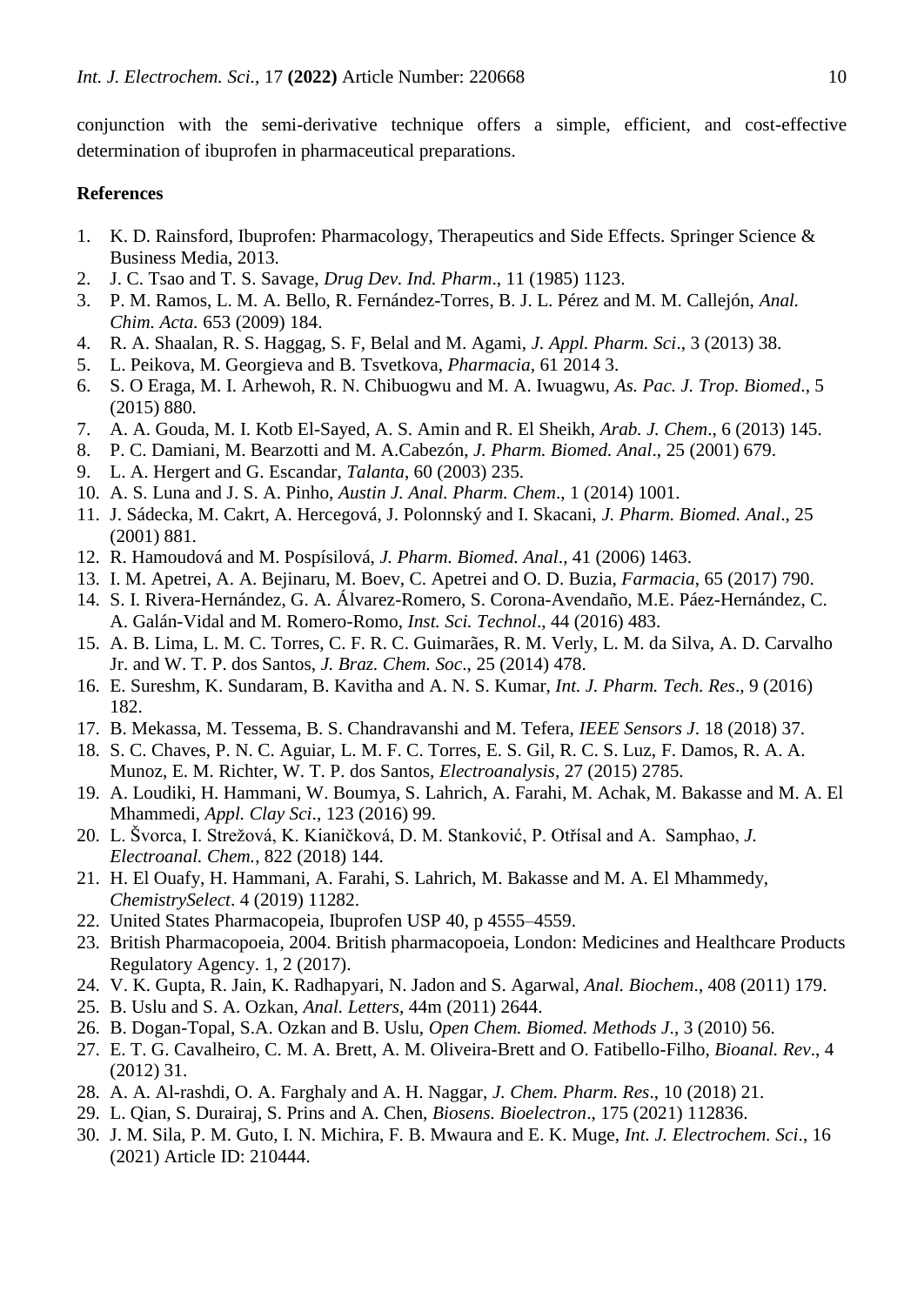conjunction with the semi-derivative technique offers a simple, efficient, and cost-effective determination of ibuprofen in pharmaceutical preparations.

## References

1. K. D. Rainsford, Ibuprofen: Pharmacology, Therapeutics and Side Effects. Springer Science & Business Media, 2013.
2. J. C. Tsao and T. S. Savage, *Drug Dev. Ind. Pharm*., 11 (1985) 1123.
3. P. M. Ramos, L. M. A. Bello, R. Fernández-Torres, B. J. L. Pérez and M. M. Callejón, *Anal. Chim. Acta.* 653 (2009) 184.
4. R. A. Shaalan, R. S. Haggag, S. F, Belal and M. Agami, *J. Appl. Pharm. Sci*., 3 (2013) 38.
5. L. Peikova, M. Georgieva and B. Tsvetkova, *Pharmacia*, 61 2014 3.
6. S. O Eraga, M. I. Arhewoh, R. N. Chibuogwu and M. A. Iwuagwu, *As. Pac. J. Trop. Biomed*., 5 (2015) 880.
7. A. A. Gouda, M. I. Kotb El-Sayed, A. S. Amin and R. El Sheikh, *Arab. J. Chem*., 6 (2013) 145.
8. P. C. Damiani, M. Bearzotti and M. A.Cabezón, *J. Pharm. Biomed. Anal*., 25 (2001) 679.
9. L. A. Hergert and G. Escandar, *Talanta*, 60 (2003) 235.
10. A. S. Luna and J. S. A. Pinho, *Austin J. Anal. Pharm. Chem*., 1 (2014) 1001.
11. J. Sádecka, M. Cakrt, A. Hercegová, J. Polonnský and I. Skacani, *J. Pharm. Biomed. Anal*., 25 (2001) 881.
12. R. Hamoudová and M. Pospísilová, *J. Pharm. Biomed. Anal*., 41 (2006) 1463.
13. I. M. Apetrei, A. A. Bejinaru, M. Boev, C. Apetrei and O. D. Buzia, *Farmacia*, 65 (2017) 790.
14. S. I. Rivera-Hernández, G. A. Álvarez-Romero, S. Corona-Avendaño, M.E. Páez-Hernández, C. A. Galán-Vidal and M. Romero-Romo, *Inst. Sci. Technol*., 44 (2016) 483.
15. A. B. Lima, L. M. C. Torres, C. F. R. C. Guimarães, R. M. Verly, L. M. da Silva, A. D. Carvalho Jr. and W. T. P. dos Santos, *J. Braz. Chem. Soc*., 25 (2014) 478.
16. E. Sureshm, K. Sundaram, B. Kavitha and A. N. S. Kumar, *Int. J. Pharm. Tech. Res*., 9 (2016) 182.
17. B. Mekassa, M. Tessema, B. S. Chandravanshi and M. Tefera, *IEEE Sensors J*. 18 (2018) 37.
18. S. C. Chaves, P. N. C. Aguiar, L. M. F. C. Torres, E. S. Gil, R. C. S. Luz, F. Damos, R. A. A. Munoz, E. M. Richter, W. T. P. dos Santos, *Electroanalysis*, 27 (2015) 2785.
19. A. Loudiki, H. Hammani, W. Boumya, S. Lahrich, A. Farahi, M. Achak, M. Bakasse and M. A. El Mhammedi, *Appl. Clay Sci*., 123 (2016) 99.
20. L. Švorca, I. Strežová, K. Kianičková, D. M. Stanković, P. Otřísal and A. Samphao, *J. Electroanal. Chem.*, 822 (2018) 144.
21. H. El Ouafy, H. Hammani, A. Farahi, S. Lahrich, M. Bakasse and M. A. El Mhammedy, *ChemistrySelect*. 4 (2019) 11282.
22. United States Pharmacopeia, Ibuprofen USP 40, p 4555–4559.
23. British Pharmacopoeia, 2004. British pharmacopoeia, London: Medicines and Healthcare Products Regulatory Agency. 1, 2 (2017).
24. V. K. Gupta, R. Jain, K. Radhapyari, N. Jadon and S. Agarwal, *Anal. Biochem*., 408 (2011) 179.
25. B. Uslu and S. A. Ozkan, *Anal. Letters*, 44m (2011) 2644.
26. B. Dogan-Topal, S.A. Ozkan and B. Uslu, *Open Chem. Biomed. Methods J*., 3 (2010) 56.
27. E. T. G. Cavalheiro, C. M. A. Brett, A. M. Oliveira-Brett and O. Fatibello-Filho, *Bioanal. Rev*., 4 (2012) 31.
28. A. A. Al-rashdi, O. A. Farghaly and A. H. Naggar, *J. Chem. Pharm. Res*., 10 (2018) 21.
29. L. Qian, S. Durairaj, S. Prins and A. Chen, *Biosens. Bioelectron*., 175 (2021) 112836.
30. J. M. Sila, P. M. Guto, I. N. Michira, F. B. Mwaura and E. K. Muge, *Int. J. Electrochem. Sci*., 16 (2021) Article ID: 210444.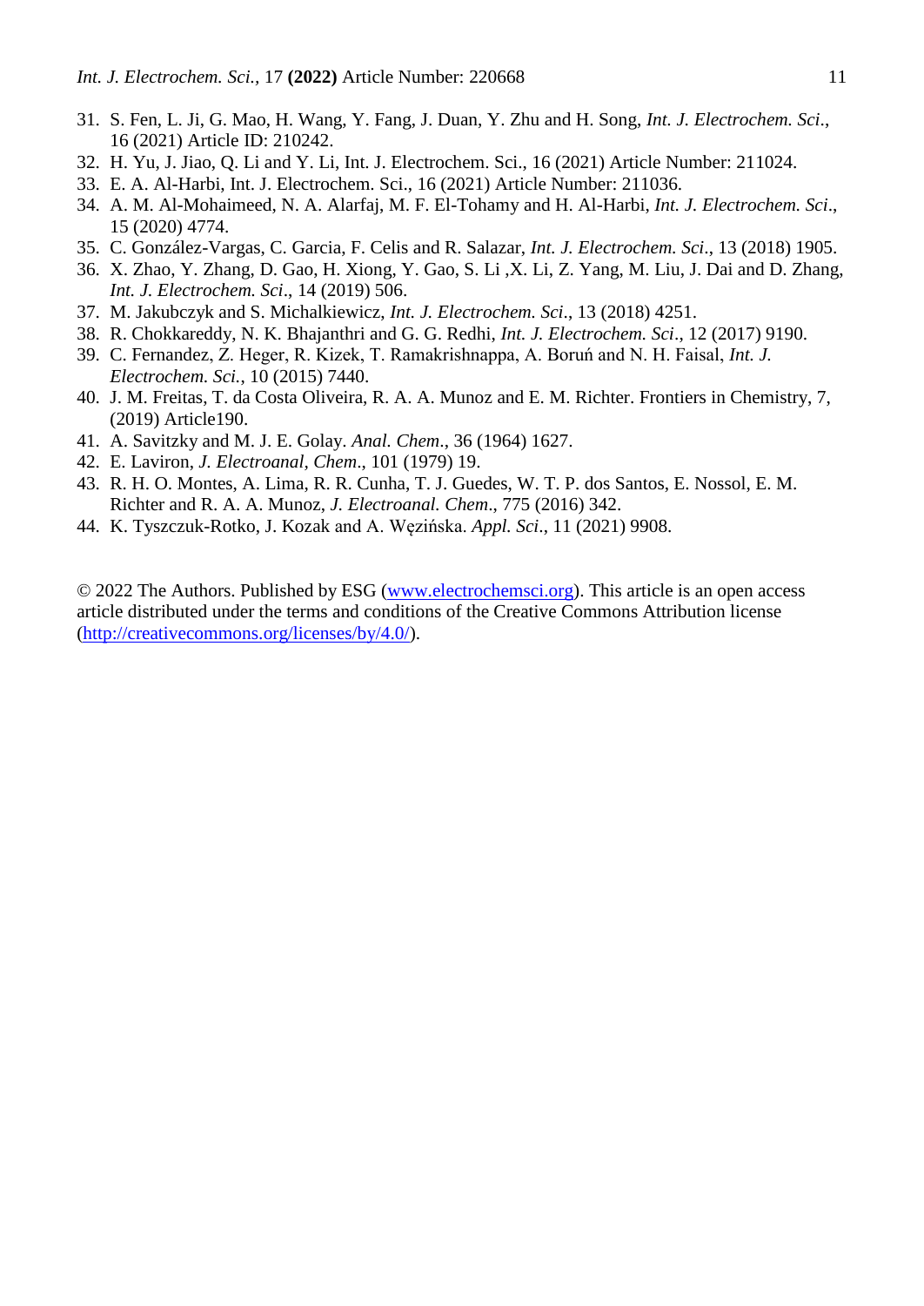31. S. Fen, L. Ji, G. Mao, H. Wang, Y. Fang, J. Duan, Y. Zhu and H. Song, *Int. J. Electrochem. Sci*., 16 (2021) Article ID: 210242.
32. H. Yu, J. Jiao, Q. Li and Y. Li, Int. J. Electrochem. Sci., 16 (2021) Article Number: 211024.
33. E. A. Al-Harbi, Int. J. Electrochem. Sci., 16 (2021) Article Number: 211036.
34. A. M. Al-Mohaimeed, N. A. Alarfaj, M. F. El-Tohamy and H. Al-Harbi, *Int. J. Electrochem. Sci*., 15 (2020) 4774.
35. C. González-Vargas, C. Garcia, F. Celis and R. Salazar, *Int. J. Electrochem. Sci*., 13 (2018) 1905.
36. X. Zhao, Y. Zhang, D. Gao, H. Xiong, Y. Gao, S. Li ,X. Li, Z. Yang, M. Liu, J. Dai and D. Zhang, *Int. J. Electrochem. Sci*., 14 (2019) 506.
37. M. Jakubczyk and S. Michalkiewicz, *Int. J. Electrochem. Sci*., 13 (2018) 4251.
38. R. Chokkareddy, N. K. Bhajanthri and G. G. Redhi, *Int. J. Electrochem. Sci*., 12 (2017) 9190.
39. C. Fernandez, Z. Heger, R. Kizek, T. Ramakrishnappa, A. Boruń and N. H. Faisal, *Int. J. Electrochem. Sci.*, 10 (2015) 7440.
40. J. M. Freitas, T. da Costa Oliveira, R. A. A. Munoz and E. M. Richter. Frontiers in Chemistry, 7, (2019) Article190.
41. A. Savitzky and M. J. E. Golay. *Anal. Chem*., 36 (1964) 1627.
42. E. Laviron, *J. Electroanal, Chem*., 101 (1979) 19.
43. R. H. O. Montes, A. Lima, R. R. Cunha, T. J. Guedes, W. T. P. dos Santos, E. Nossol, E. M. Richter and R. A. A. Munoz, *J. Electroanal. Chem*., 775 (2016) 342.
44. K. Tyszczuk-Rotko, J. Kozak and A. Węzińska. *Appl. Sci*., 11 (2021) 9908.

© 2022 The Authors. Published by ESG (www.electrochemsci.org). This article is an open access article distributed under the terms and conditions of the Creative Commons Attribution license (http://creativecommons.org/licenses/by/4.0/).